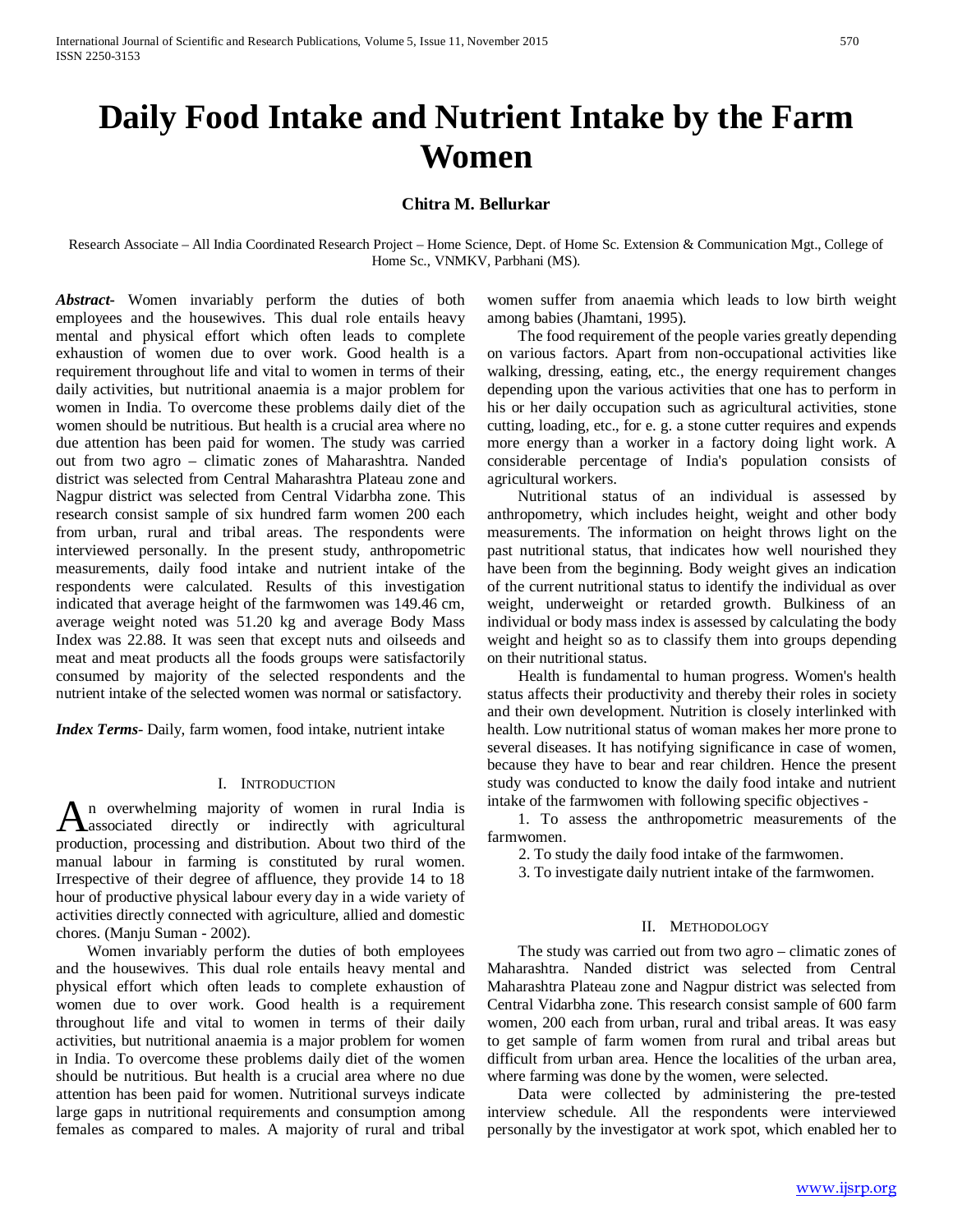# Daily Food Intake and Nutrient Intake by the Farm Women

**Chitra M. Bellurkar**

Research Associate – All India Coordinated Research Project – Home Science, Dept. of Home Sc. Extension & Communication Mgt., College of Home Sc., VNMKV, Parbhani (MS).

***Abstract-*** Women invariably perform the duties of both employees and the housewives. This dual role entails heavy mental and physical effort which often leads to complete exhaustion of women due to over work. Good health is a requirement throughout life and vital to women in terms of their daily activities, but nutritional anaemia is a major problem for women in India. To overcome these problems daily diet of the women should be nutritious. But health is a crucial area where no due attention has been paid for women. The study was carried out from two agro – climatic zones of Maharashtra. Nanded district was selected from Central Maharashtra Plateau zone and Nagpur district was selected from Central Vidarbha zone. This research consist sample of six hundred farm women 200 each from urban, rural and tribal areas. The respondents were interviewed personally. In the present study, anthropometric measurements, daily food intake and nutrient intake of the respondents were calculated. Results of this investigation indicated that average height of the farmwomen was 149.46 cm, average weight noted was 51.20 kg and average Body Mass Index was 22.88. It was seen that except nuts and oilseeds and meat and meat products all the foods groups were satisfactorily consumed by majority of the selected respondents and the nutrient intake of the selected women was normal or satisfactory.

***Index Terms-*** Daily, farm women, food intake, nutrient intake

## I. Introduction

An overwhelming majority of women in rural India is associated directly or indirectly with agricultural production, processing and distribution. About two third of the manual labour in farming is constituted by rural women. Irrespective of their degree of affluence, they provide 14 to 18 hour of productive physical labour every day in a wide variety of activities directly connected with agriculture, allied and domestic chores. (Manju Suman - 2002).

Women invariably perform the duties of both employees and the housewives. This dual role entails heavy mental and physical effort which often leads to complete exhaustion of women due to over work. Good health is a requirement throughout life and vital to women in terms of their daily activities, but nutritional anaemia is a major problem for women in India. To overcome these problems daily diet of the women should be nutritious. But health is a crucial area where no due attention has been paid for women. Nutritional surveys indicate large gaps in nutritional requirements and consumption among females as compared to males. A majority of rural and tribal women suffer from anaemia which leads to low birth weight among babies (Jhamtani, 1995).

The food requirement of the people varies greatly depending on various factors. Apart from non-occupational activities like walking, dressing, eating, etc., the energy requirement changes depending upon the various activities that one has to perform in his or her daily occupation such as agricultural activities, stone cutting, loading, etc., for e. g. a stone cutter requires and expends more energy than a worker in a factory doing light work. A considerable percentage of India's population consists of agricultural workers.

Nutritional status of an individual is assessed by anthropometry, which includes height, weight and other body measurements. The information on height throws light on the past nutritional status, that indicates how well nourished they have been from the beginning. Body weight gives an indication of the current nutritional status to identify the individual as over weight, underweight or retarded growth. Bulkiness of an individual or body mass index is assessed by calculating the body weight and height so as to classify them into groups depending on their nutritional status.

Health is fundamental to human progress. Women's health status affects their productivity and thereby their roles in society and their own development. Nutrition is closely interlinked with health. Low nutritional status of woman makes her more prone to several diseases. It has notifying significance in case of women, because they have to bear and rear children. Hence the present study was conducted to know the daily food intake and nutrient intake of the farmwomen with following specific objectives -

1. To assess the anthropometric measurements of the farmwomen.
2. To study the daily food intake of the farmwomen.
3. To investigate daily nutrient intake of the farmwomen.

## II. Methodology

The study was carried out from two agro – climatic zones of Maharashtra. Nanded district was selected from Central Maharashtra Plateau zone and Nagpur district was selected from Central Vidarbha zone. This research consist sample of 600 farm women, 200 each from urban, rural and tribal areas. It was easy to get sample of farm women from rural and tribal areas but difficult from urban area. Hence the localities of the urban area, where farming was done by the women, were selected.

Data were collected by administering the pre-tested interview schedule. All the respondents were interviewed personally by the investigator at work spot, which enabled her to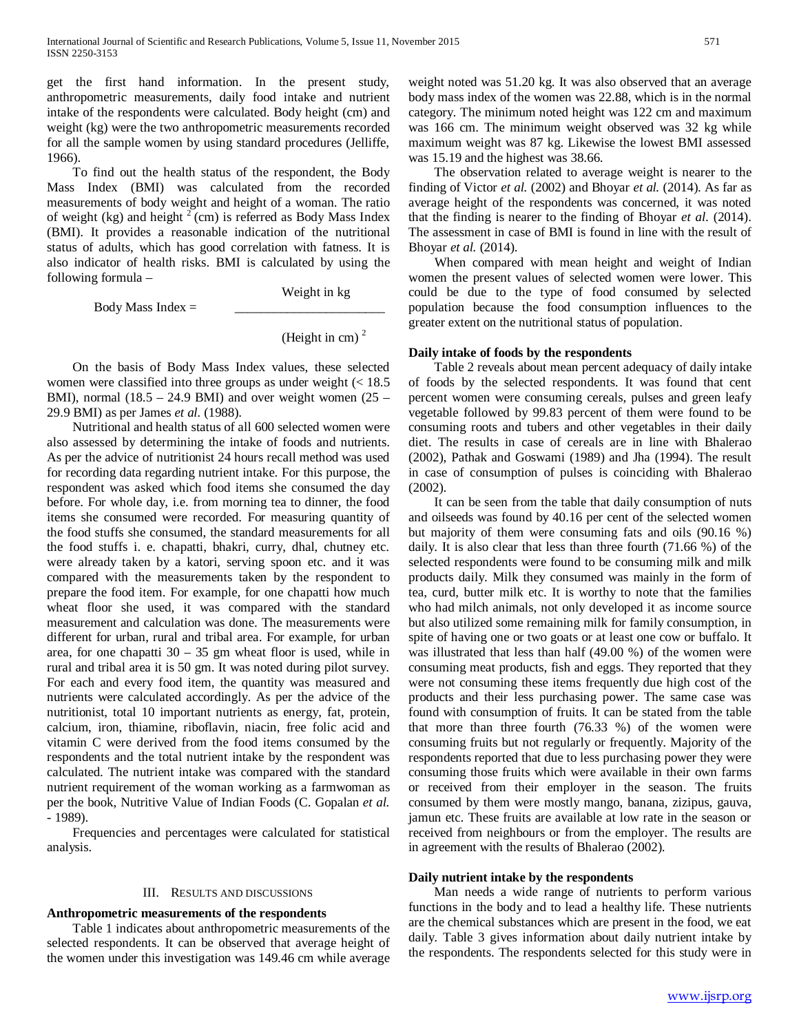get the first hand information. In the present study, anthropometric measurements, daily food intake and nutrient intake of the respondents were calculated. Body height (cm) and weight (kg) were the two anthropometric measurements recorded for all the sample women by using standard procedures (Jelliffe, 1966).

To find out the health status of the respondent, the Body Mass Index (BMI) was calculated from the recorded measurements of body weight and height of a woman. The ratio of weight (kg) and height $^2$ (cm) is referred as Body Mass Index (BMI). It provides a reasonable indication of the nutritional status of adults, which has good correlation with fatness. It is also indicator of health risks. BMI is calculated by using the following formula –

$$\text{Body Mass Index} = \frac{\text{Weight in kg}}{(\text{Height in cm})^2}$$

On the basis of Body Mass Index values, these selected women were classified into three groups as under weight (< 18.5 BMI), normal (18.5 – 24.9 BMI) and over weight women (25 – 29.9 BMI) as per James *et al.* (1988).

Nutritional and health status of all 600 selected women were also assessed by determining the intake of foods and nutrients. As per the advice of nutritionist 24 hours recall method was used for recording data regarding nutrient intake. For this purpose, the respondent was asked which food items she consumed the day before. For whole day, i.e. from morning tea to dinner, the food items she consumed were recorded. For measuring quantity of the food stuffs she consumed, the standard measurements for all the food stuffs i. e. chapatti, bhakri, curry, dhal, chutney etc. were already taken by a katori, serving spoon etc. and it was compared with the measurements taken by the respondent to prepare the food item. For example, for one chapatti how much wheat floor she used, it was compared with the standard measurement and calculation was done. The measurements were different for urban, rural and tribal area. For example, for urban area, for one chapatti 30 – 35 gm wheat floor is used, while in rural and tribal area it is 50 gm. It was noted during pilot survey. For each and every food item, the quantity was measured and nutrients were calculated accordingly. As per the advice of the nutritionist, total 10 important nutrients as energy, fat, protein, calcium, iron, thiamine, riboflavin, niacin, free folic acid and vitamin C were derived from the food items consumed by the respondents and the total nutrient intake by the respondent was calculated. The nutrient intake was compared with the standard nutrient requirement of the woman working as a farmwoman as per the book, Nutritive Value of Indian Foods (C. Gopalan *et al.* - 1989).

Frequencies and percentages were calculated for statistical analysis.

## III. Results and Discussions

### Anthropometric measurements of the respondents

Table 1 indicates about anthropometric measurements of the selected respondents. It can be observed that average height of the women under this investigation was 149.46 cm while average weight noted was 51.20 kg. It was also observed that an average body mass index of the women was 22.88, which is in the normal category. The minimum noted height was 122 cm and maximum was 166 cm. The minimum weight observed was 32 kg while maximum weight was 87 kg. Likewise the lowest BMI assessed was 15.19 and the highest was 38.66.

The observation related to average weight is nearer to the finding of Victor *et al.* (2002) and Bhoyar *et al.* (2014). As far as average height of the respondents was concerned, it was noted that the finding is nearer to the finding of Bhoyar *et al.* (2014). The assessment in case of BMI is found in line with the result of Bhoyar *et al.* (2014).

When compared with mean height and weight of Indian women the present values of selected women were lower. This could be due to the type of food consumed by selected population because the food consumption influences to the greater extent on the nutritional status of population.

### Daily intake of foods by the respondents

Table 2 reveals about mean percent adequacy of daily intake of foods by the selected respondents. It was found that cent percent women were consuming cereals, pulses and green leafy vegetable followed by 99.83 percent of them were found to be consuming roots and tubers and other vegetables in their daily diet. The results in case of cereals are in line with Bhalerao (2002), Pathak and Goswami (1989) and Jha (1994). The result in case of consumption of pulses is coinciding with Bhalerao (2002).

It can be seen from the table that daily consumption of nuts and oilseeds was found by 40.16 per cent of the selected women but majority of them were consuming fats and oils (90.16 %) daily. It is also clear that less than three fourth (71.66 %) of the selected respondents were found to be consuming milk and milk products daily. Milk they consumed was mainly in the form of tea, curd, butter milk etc. It is worthy to note that the families who had milch animals, not only developed it as income source but also utilized some remaining milk for family consumption, in spite of having one or two goats or at least one cow or buffalo. It was illustrated that less than half (49.00 %) of the women were consuming meat products, fish and eggs. They reported that they were not consuming these items frequently due high cost of the products and their less purchasing power. The same case was found with consumption of fruits. It can be stated from the table that more than three fourth (76.33 %) of the women were consuming fruits but not regularly or frequently. Majority of the respondents reported that due to less purchasing power they were consuming those fruits which were available in their own farms or received from their employer in the season. The fruits consumed by them were mostly mango, banana, zizipus, gauva, jamun etc. These fruits are available at low rate in the season or received from neighbours or from the employer. The results are in agreement with the results of Bhalerao (2002).

### Daily nutrient intake by the respondents

Man needs a wide range of nutrients to perform various functions in the body and to lead a healthy life. These nutrients are the chemical substances which are present in the food, we eat daily. Table 3 gives information about daily nutrient intake by the respondents. The respondents selected for this study were in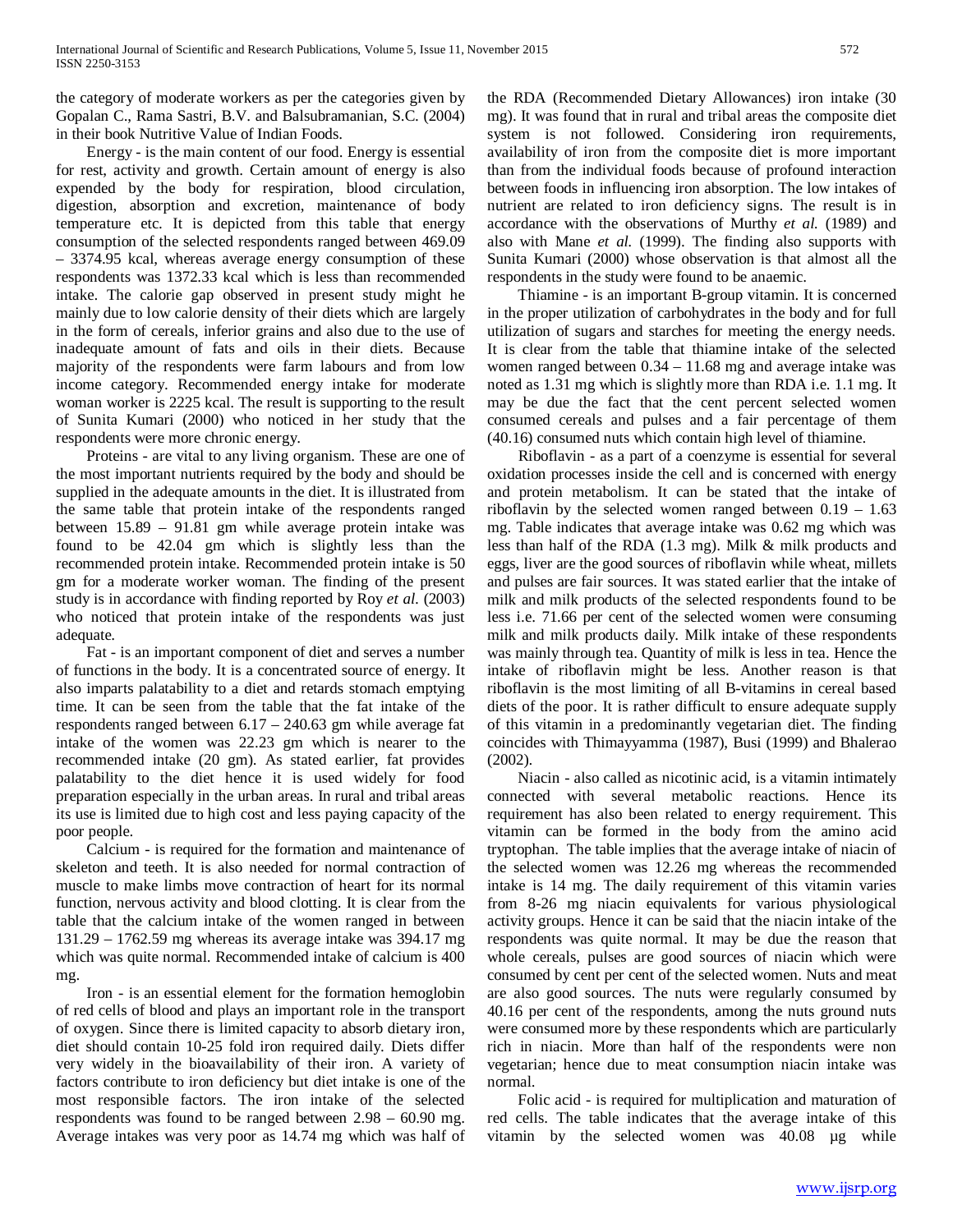the category of moderate workers as per the categories given by Gopalan C., Rama Sastri, B.V. and Balsubramanian, S.C. (2004) in their book Nutritive Value of Indian Foods.

Energy - is the main content of our food. Energy is essential for rest, activity and growth. Certain amount of energy is also expended by the body for respiration, blood circulation, digestion, absorption and excretion, maintenance of body temperature etc. It is depicted from this table that energy consumption of the selected respondents ranged between 469.09 – 3374.95 kcal, whereas average energy consumption of these respondents was 1372.33 kcal which is less than recommended intake. The calorie gap observed in present study might he mainly due to low calorie density of their diets which are largely in the form of cereals, inferior grains and also due to the use of inadequate amount of fats and oils in their diets. Because majority of the respondents were farm labours and from low income category. Recommended energy intake for moderate woman worker is 2225 kcal. The result is supporting to the result of Sunita Kumari (2000) who noticed in her study that the respondents were more chronic energy.

Proteins - are vital to any living organism. These are one of the most important nutrients required by the body and should be supplied in the adequate amounts in the diet. It is illustrated from the same table that protein intake of the respondents ranged between 15.89 – 91.81 gm while average protein intake was found to be 42.04 gm which is slightly less than the recommended protein intake. Recommended protein intake is 50 gm for a moderate worker woman. The finding of the present study is in accordance with finding reported by Roy *et al.* (2003) who noticed that protein intake of the respondents was just adequate.

Fat - is an important component of diet and serves a number of functions in the body. It is a concentrated source of energy. It also imparts palatability to a diet and retards stomach emptying time. It can be seen from the table that the fat intake of the respondents ranged between 6.17 – 240.63 gm while average fat intake of the women was 22.23 gm which is nearer to the recommended intake (20 gm). As stated earlier, fat provides palatability to the diet hence it is used widely for food preparation especially in the urban areas. In rural and tribal areas its use is limited due to high cost and less paying capacity of the poor people.

Calcium - is required for the formation and maintenance of skeleton and teeth. It is also needed for normal contraction of muscle to make limbs move contraction of heart for its normal function, nervous activity and blood clotting. It is clear from the table that the calcium intake of the women ranged in between 131.29 – 1762.59 mg whereas its average intake was 394.17 mg which was quite normal. Recommended intake of calcium is 400 mg.

Iron - is an essential element for the formation hemoglobin of red cells of blood and plays an important role in the transport of oxygen. Since there is limited capacity to absorb dietary iron, diet should contain 10-25 fold iron required daily. Diets differ very widely in the bioavailability of their iron. A variety of factors contribute to iron deficiency but diet intake is one of the most responsible factors. The iron intake of the selected respondents was found to be ranged between 2.98 – 60.90 mg. Average intakes was very poor as 14.74 mg which was half of the RDA (Recommended Dietary Allowances) iron intake (30 mg). It was found that in rural and tribal areas the composite diet system is not followed. Considering iron requirements, availability of iron from the composite diet is more important than from the individual foods because of profound interaction between foods in influencing iron absorption. The low intakes of nutrient are related to iron deficiency signs. The result is in accordance with the observations of Murthy *et al.* (1989) and also with Mane *et al.* (1999). The finding also supports with Sunita Kumari (2000) whose observation is that almost all the respondents in the study were found to be anaemic.

Thiamine - is an important B-group vitamin. It is concerned in the proper utilization of carbohydrates in the body and for full utilization of sugars and starches for meeting the energy needs. It is clear from the table that thiamine intake of the selected women ranged between 0.34 – 11.68 mg and average intake was noted as 1.31 mg which is slightly more than RDA i.e. 1.1 mg. It may be due the fact that the cent percent selected women consumed cereals and pulses and a fair percentage of them (40.16) consumed nuts which contain high level of thiamine.

Riboflavin - as a part of a coenzyme is essential for several oxidation processes inside the cell and is concerned with energy and protein metabolism. It can be stated that the intake of riboflavin by the selected women ranged between 0.19 – 1.63 mg. Table indicates that average intake was 0.62 mg which was less than half of the RDA (1.3 mg). Milk & milk products and eggs, liver are the good sources of riboflavin while wheat, millets and pulses are fair sources. It was stated earlier that the intake of milk and milk products of the selected respondents found to be less i.e. 71.66 per cent of the selected women were consuming milk and milk products daily. Milk intake of these respondents was mainly through tea. Quantity of milk is less in tea. Hence the intake of riboflavin might be less. Another reason is that riboflavin is the most limiting of all B-vitamins in cereal based diets of the poor. It is rather difficult to ensure adequate supply of this vitamin in a predominantly vegetarian diet. The finding coincides with Thimayyamma (1987), Busi (1999) and Bhalerao (2002).

Niacin - also called as nicotinic acid, is a vitamin intimately connected with several metabolic reactions. Hence its requirement has also been related to energy requirement. This vitamin can be formed in the body from the amino acid tryptophan. The table implies that the average intake of niacin of the selected women was 12.26 mg whereas the recommended intake is 14 mg. The daily requirement of this vitamin varies from 8-26 mg niacin equivalents for various physiological activity groups. Hence it can be said that the niacin intake of the respondents was quite normal. It may be due the reason that whole cereals, pulses are good sources of niacin which were consumed by cent per cent of the selected women. Nuts and meat are also good sources. The nuts were regularly consumed by 40.16 per cent of the respondents, among the nuts ground nuts were consumed more by these respondents which are particularly rich in niacin. More than half of the respondents were non vegetarian; hence due to meat consumption niacin intake was normal.

Folic acid - is required for multiplication and maturation of red cells. The table indicates that the average intake of this vitamin by the selected women was 40.08 µg while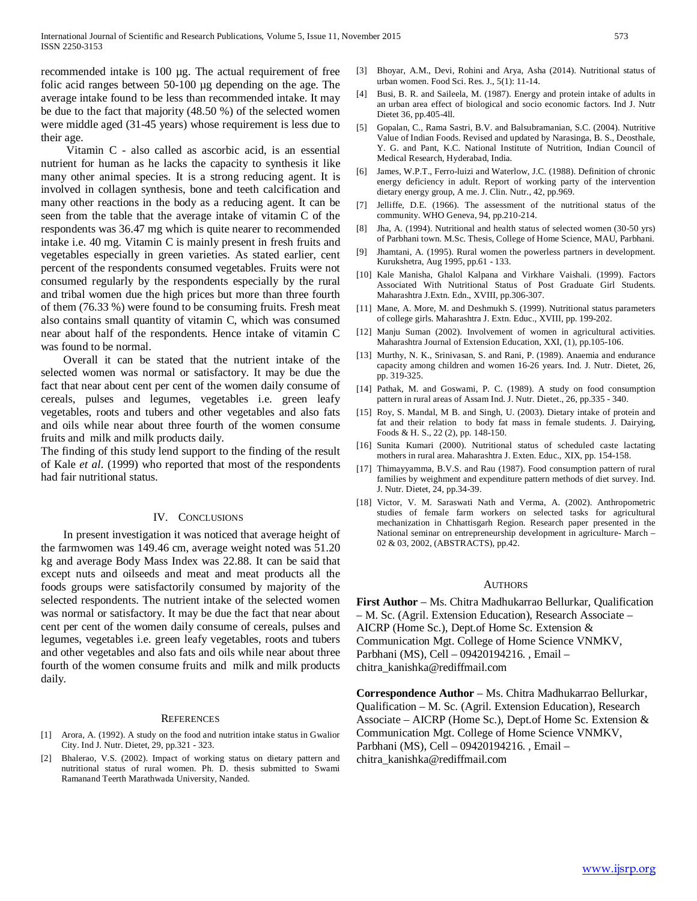recommended intake is 100 µg. The actual requirement of free folic acid ranges between 50-100 µg depending on the age. The average intake found to be less than recommended intake. It may be due to the fact that majority (48.50 %) of the selected women were middle aged (31-45 years) whose requirement is less due to their age.

Vitamin C - also called as ascorbic acid, is an essential nutrient for human as he lacks the capacity to synthesis it like many other animal species. It is a strong reducing agent. It is involved in collagen synthesis, bone and teeth calcification and many other reactions in the body as a reducing agent. It can be seen from the table that the average intake of vitamin C of the respondents was 36.47 mg which is quite nearer to recommended intake i.e. 40 mg. Vitamin C is mainly present in fresh fruits and vegetables especially in green varieties. As stated earlier, cent percent of the respondents consumed vegetables. Fruits were not consumed regularly by the respondents especially by the rural and tribal women due the high prices but more than three fourth of them (76.33 %) were found to be consuming fruits. Fresh meat also contains small quantity of vitamin C, which was consumed near about half of the respondents. Hence intake of vitamin C was found to be normal.

Overall it can be stated that the nutrient intake of the selected women was normal or satisfactory. It may be due the fact that near about cent per cent of the women daily consume of cereals, pulses and legumes, vegetables i.e. green leafy vegetables, roots and tubers and other vegetables and also fats and oils while near about three fourth of the women consume fruits and milk and milk products daily.

The finding of this study lend support to the finding of the result of Kale *et al*. (1999) who reported that most of the respondents had fair nutritional status.

## IV. Conclusions

In present investigation it was noticed that average height of the farmwomen was 149.46 cm, average weight noted was 51.20 kg and average Body Mass Index was 22.88. It can be said that except nuts and oilseeds and meat and meat products all the foods groups were satisfactorily consumed by majority of the selected respondents. The nutrient intake of the selected women was normal or satisfactory. It may be due the fact that near about cent per cent of the women daily consume of cereals, pulses and legumes, vegetables i.e. green leafy vegetables, roots and tubers and other vegetables and also fats and oils while near about three fourth of the women consume fruits and milk and milk products daily.

## References

[1] Arora, A. (1992). A study on the food and nutrition intake status in Gwalior City. Ind J. Nutr. Dietet, 29, pp.321 - 323.

[2] Bhalerao, V.S. (2002). Impact of working status on dietary pattern and nutritional status of rural women. Ph. D. thesis submitted to Swami Ramanand Teerth Marathwada University, Nanded.

[3] Bhoyar, A.M., Devi, Rohini and Arya, Asha (2014). Nutritional status of urban women. Food Sci. Res. J., 5(1): 11-14.

[4] Busi, B. R. and Saileela, M. (1987). Energy and protein intake of adults in an urban area effect of biological and socio economic factors. Ind J. Nutr Dietet 36, pp.405-4ll.

[5] Gopalan, C., Rama Sastri, B.V. and Balsubramanian, S.C. (2004). Nutritive Value of Indian Foods. Revised and updated by Narasinga, B. S., Deosthale, Y. G. and Pant, K.C. National Institute of Nutrition, Indian Council of Medical Research, Hyderabad, India.

[6] James, W.P.T., Ferro-luizi and Waterlow, J.C. (1988). Definition of chronic energy deficiency in adult. Report of working party of the intervention dietary energy group, A me. J. Clin. Nutr., 42, pp.969.

[7] Jelliffe, D.E. (1966). The assessment of the nutritional status of the community. WHO Geneva, 94, pp.210-214.

[8] Jha, A. (1994). Nutritional and health status of selected women (30-50 yrs) of Parbhani town. M.Sc. Thesis, College of Home Science, MAU, Parbhani.

[9] Jhamtani, A. (1995). Rural women the powerless partners in development. Kurukshetra, Aug 1995, pp.61 - 133.

[10] Kale Manisha, Ghalol Kalpana and Virkhare Vaishali. (1999). Factors Associated With Nutritional Status of Post Graduate Girl Students. Maharashtra J.Extn. Edn., XVIII, pp.306-307.

[11] Mane, A. More, M. and Deshmukh S. (1999). Nutritional status parameters of college girls. Maharashtra J. Extn. Educ., XVIII, pp. 199-202.

[12] Manju Suman (2002). Involvement of women in agricultural activities. Maharashtra Journal of Extension Education, XXI, (1), pp.105-106.

[13] Murthy, N. K., Srinivasan, S. and Rani, P. (1989). Anaemia and endurance capacity among children and women 16-26 years. Ind. J. Nutr. Dietet, 26, pp. 319-325.

[14] Pathak, M. and Goswami, P. C. (1989). A study on food consumption pattern in rural areas of Assam Ind. J. Nutr. Dietet., 26, pp.335 - 340.

[15] Roy, S. Mandal, M B. and Singh, U. (2003). Dietary intake of protein and fat and their relation to body fat mass in female students. J. Dairying, Foods & H. S., 22 (2), pp. 148-150.

[16] Sunita Kumari (2000). Nutritional status of scheduled caste lactating mothers in rural area. Maharashtra J. Exten. Educ., XIX, pp. 154-158.

[17] Thimayyamma, B.V.S. and Rau (1987). Food consumption pattern of rural families by weighment and expenditure pattern methods of diet survey. Ind. J. Nutr. Dietet, 24, pp.34-39.

[18] Victor, V. M. Saraswati Nath and Verma, A. (2002). Anthropometric studies of female farm workers on selected tasks for agricultural mechanization in Chhattisgarh Region. Research paper presented in the National seminar on entrepreneurship development in agriculture- March – 02 & 03, 2002, (ABSTRACTS), pp.42.

## Authors

**First Author** – Ms. Chitra Madhukarrao Bellurkar, Qualification – M. Sc. (Agril. Extension Education), Research Associate – AICRP (Home Sc.), Dept.of Home Sc. Extension & Communication Mgt. College of Home Science VNMKV, Parbhani (MS), Cell – 09420194216. , Email – chitra_kanishka@rediffmail.com

**Correspondence Author** – Ms. Chitra Madhukarrao Bellurkar, Qualification – M. Sc. (Agril. Extension Education), Research Associate – AICRP (Home Sc.), Dept.of Home Sc. Extension & Communication Mgt. College of Home Science VNMKV, Parbhani (MS), Cell – 09420194216. , Email – chitra_kanishka@rediffmail.com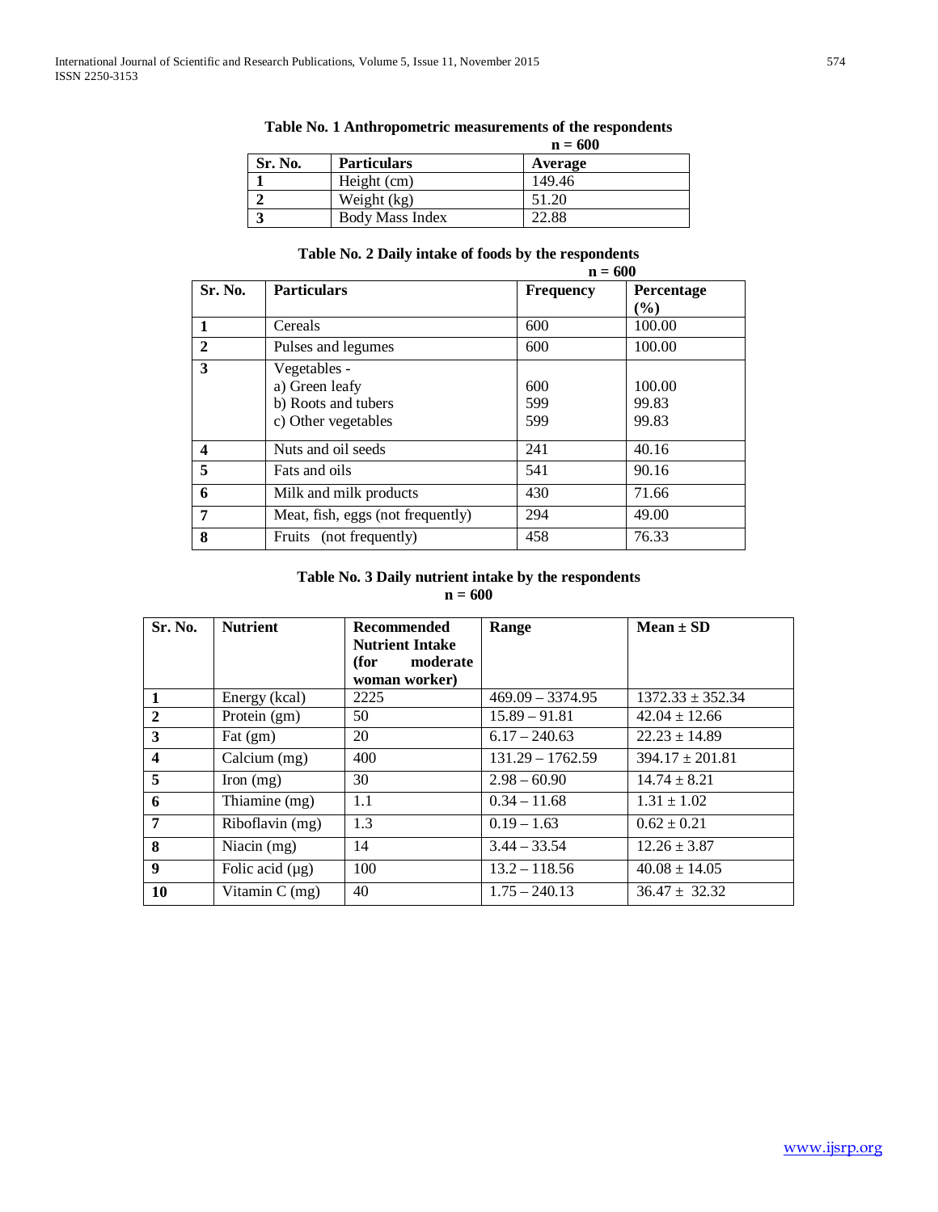**Table No. 1 Anthropometric measurements of the respondents**

**n = 600**

| Sr. No. | Particulars | Average |
|---|---|---|
| 1 | Height (cm) | 149.46 |
| 2 | Weight (kg) | 51.20 |
| 3 | Body Mass Index | 22.88 |

**Table No. 2 Daily intake of foods by the respondents**

**n = 600**

| Sr. No. | Particulars | Frequency | Percentage (%) |
|---|---|---|---|
| 1 | Cereals | 600 | 100.00 |
| 2 | Pulses and legumes | 600 | 100.00 |
| 3 | Vegetables -<br>a) Green leafy<br>b) Roots and tubers<br>c) Other vegetables | <br>600<br>599<br>599 | <br>100.00<br>99.83<br>99.83 |
| 4 | Nuts and oil seeds | 241 | 40.16 |
| 5 | Fats and oils | 541 | 90.16 |
| 6 | Milk and milk products | 430 | 71.66 |
| 7 | Meat, fish, eggs (not frequently) | 294 | 49.00 |
| 8 | Fruits (not frequently) | 458 | 76.33 |

**Table No. 3 Daily nutrient intake by the respondents**

**n = 600**

| Sr. No. | Nutrient | Recommended Nutrient Intake (for moderate woman worker) | Range | Mean ± SD |
|---|---|---|---|---|
| 1 | Energy (kcal) | 2225 | 469.09 – 3374.95 | 1372.33 ± 352.34 |
| 2 | Protein (gm) | 50 | 15.89 – 91.81 | 42.04 ± 12.66 |
| 3 | Fat (gm) | 20 | 6.17 – 240.63 | 22.23 ± 14.89 |
| 4 | Calcium (mg) | 400 | 131.29 – 1762.59 | 394.17 ± 201.81 |
| 5 | Iron (mg) | 30 | 2.98 – 60.90 | 14.74 ± 8.21 |
| 6 | Thiamine (mg) | 1.1 | 0.34 – 11.68 | 1.31 ± 1.02 |
| 7 | Riboflavin (mg) | 1.3 | 0.19 – 1.63 | 0.62 ± 0.21 |
| 8 | Niacin (mg) | 14 | 3.44 – 33.54 | 12.26 ± 3.87 |
| 9 | Folic acid (µg) | 100 | 13.2 – 118.56 | 40.08 ± 14.05 |
| 10 | Vitamin C (mg) | 40 | 1.75 – 240.13 | 36.47 ± 32.32 |